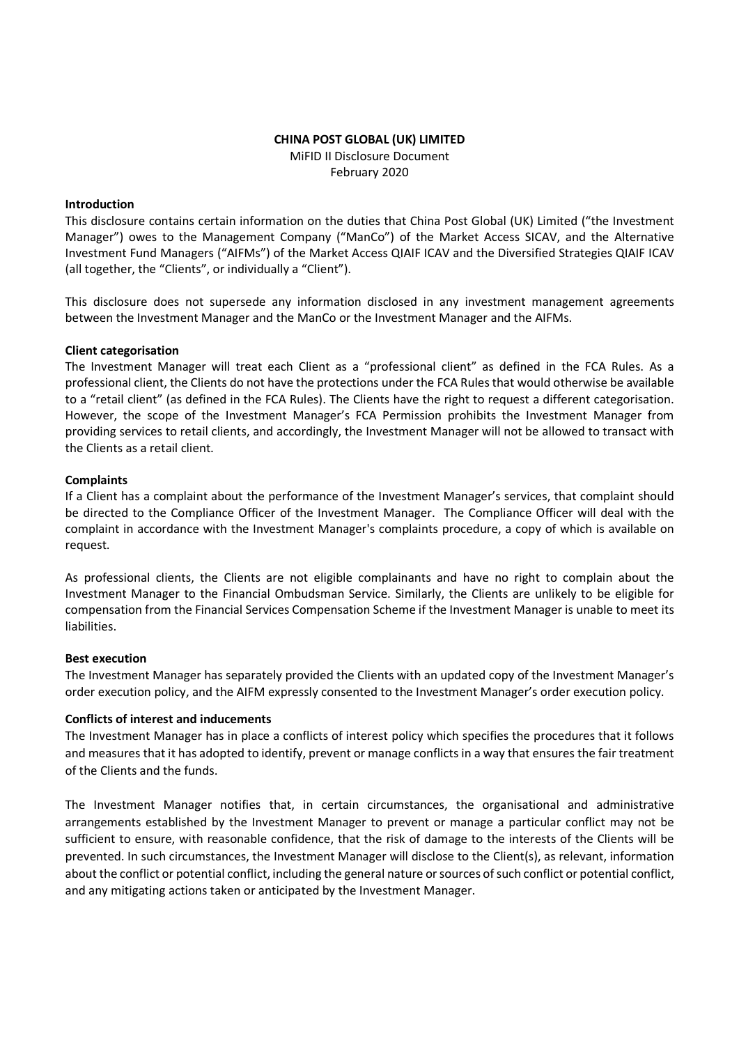**CHINA POST GLOBAL (UK) LIMITED**
MiFID II Disclosure Document
February 2020

### Introduction

This disclosure contains certain information on the duties that China Post Global (UK) Limited ("the Investment Manager") owes to the Management Company ("ManCo") of the Market Access SICAV, and the Alternative Investment Fund Managers ("AIFMs") of the Market Access QIAIF ICAV and the Diversified Strategies QIAIF ICAV (all together, the "Clients", or individually a "Client").

This disclosure does not supersede any information disclosed in any investment management agreements between the Investment Manager and the ManCo or the Investment Manager and the AIFMs.

### Client categorisation

The Investment Manager will treat each Client as a "professional client" as defined in the FCA Rules. As a professional client, the Clients do not have the protections under the FCA Rules that would otherwise be available to a "retail client" (as defined in the FCA Rules). The Clients have the right to request a different categorisation. However, the scope of the Investment Manager's FCA Permission prohibits the Investment Manager from providing services to retail clients, and accordingly, the Investment Manager will not be allowed to transact with the Clients as a retail client.

### Complaints

If a Client has a complaint about the performance of the Investment Manager's services, that complaint should be directed to the Compliance Officer of the Investment Manager. The Compliance Officer will deal with the complaint in accordance with the Investment Manager's complaints procedure, a copy of which is available on request.

As professional clients, the Clients are not eligible complainants and have no right to complain about the Investment Manager to the Financial Ombudsman Service. Similarly, the Clients are unlikely to be eligible for compensation from the Financial Services Compensation Scheme if the Investment Manager is unable to meet its liabilities.

### Best execution

The Investment Manager has separately provided the Clients with an updated copy of the Investment Manager's order execution policy, and the AIFM expressly consented to the Investment Manager's order execution policy.

### Conflicts of interest and inducements

The Investment Manager has in place a conflicts of interest policy which specifies the procedures that it follows and measures that it has adopted to identify, prevent or manage conflicts in a way that ensures the fair treatment of the Clients and the funds.

The Investment Manager notifies that, in certain circumstances, the organisational and administrative arrangements established by the Investment Manager to prevent or manage a particular conflict may not be sufficient to ensure, with reasonable confidence, that the risk of damage to the interests of the Clients will be prevented. In such circumstances, the Investment Manager will disclose to the Client(s), as relevant, information about the conflict or potential conflict, including the general nature or sources of such conflict or potential conflict, and any mitigating actions taken or anticipated by the Investment Manager.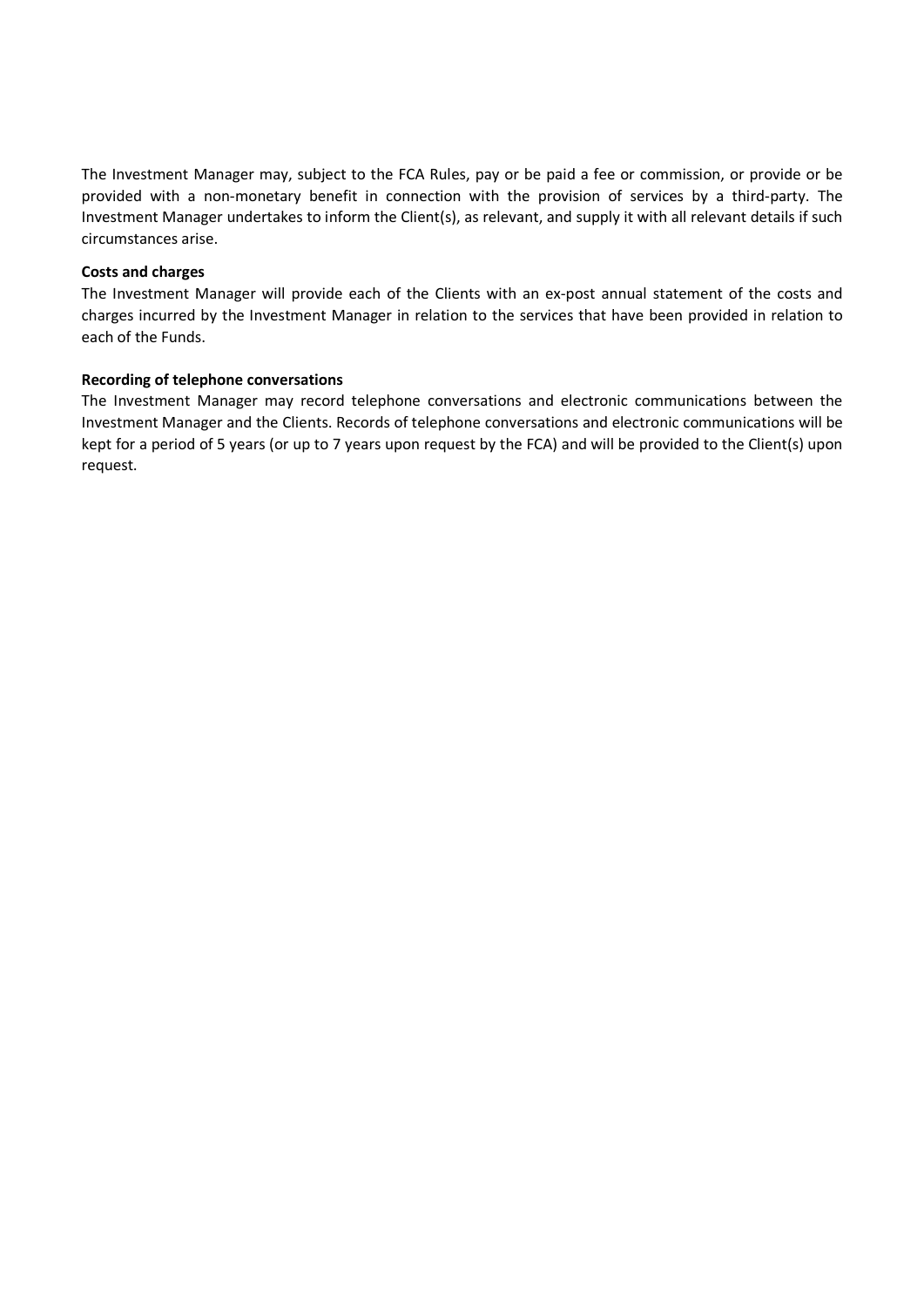The Investment Manager may, subject to the FCA Rules, pay or be paid a fee or commission, or provide or be provided with a non-monetary benefit in connection with the provision of services by a third-party. The Investment Manager undertakes to inform the Client(s), as relevant, and supply it with all relevant details if such circumstances arise.

**Costs and charges**

The Investment Manager will provide each of the Clients with an ex-post annual statement of the costs and charges incurred by the Investment Manager in relation to the services that have been provided in relation to each of the Funds.

**Recording of telephone conversations**

The Investment Manager may record telephone conversations and electronic communications between the Investment Manager and the Clients. Records of telephone conversations and electronic communications will be kept for a period of 5 years (or up to 7 years upon request by the FCA) and will be provided to the Client(s) upon request.